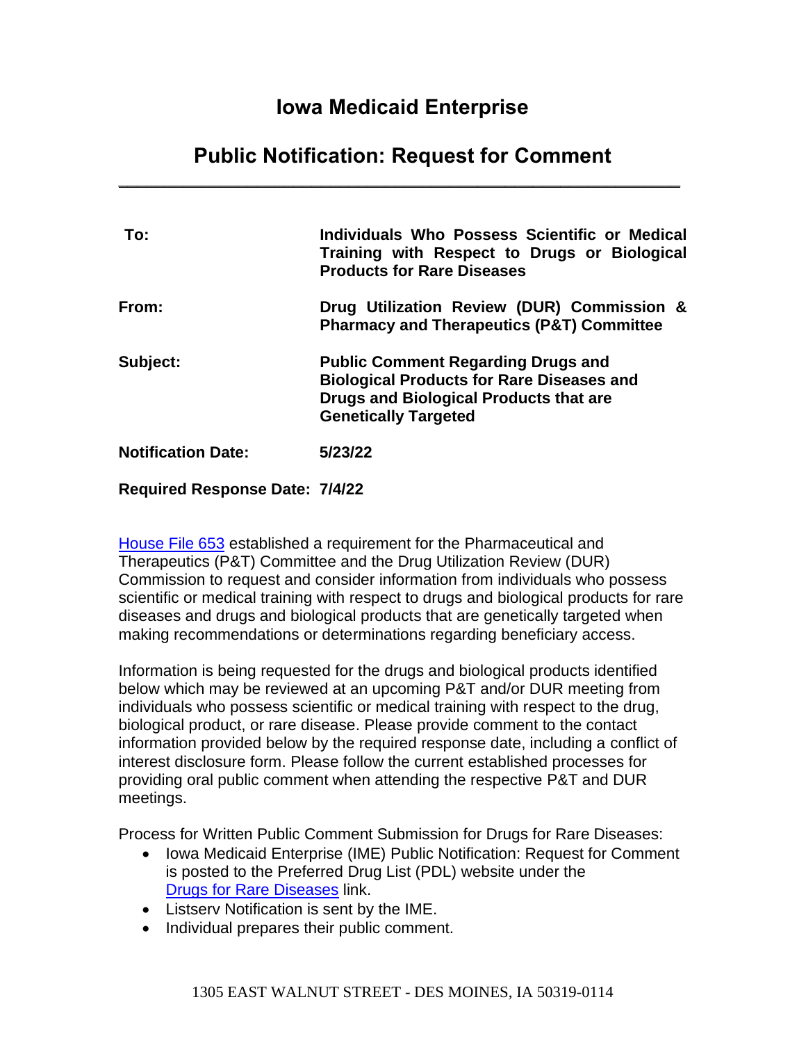# Iowa Medicaid Enterprise

## Public Notification: Request for Comment

| | |
|---|---|
| **To:** | **Individuals Who Possess Scientific or Medical Training with Respect to Drugs or Biological Products for Rare Diseases** |
| **From:** | **Drug Utilization Review (DUR) Commission & Pharmacy and Therapeutics (P&T) Committee** |
| **Subject:** | **Public Comment Regarding Drugs and Biological Products for Rare Diseases and Drugs and Biological Products that are Genetically Targeted** |
| **Notification Date:** | **5/23/22** |
| **Required Response Date:** | **7/4/22** |

[House File 653](#) established a requirement for the Pharmaceutical and Therapeutics (P&T) Committee and the Drug Utilization Review (DUR) Commission to request and consider information from individuals who possess scientific or medical training with respect to drugs and biological products for rare diseases and drugs and biological products that are genetically targeted when making recommendations or determinations regarding beneficiary access.

Information is being requested for the drugs and biological products identified below which may be reviewed at an upcoming P&T and/or DUR meeting from individuals who possess scientific or medical training with respect to the drug, biological product, or rare disease. Please provide comment to the contact information provided below by the required response date, including a conflict of interest disclosure form. Please follow the current established processes for providing oral public comment when attending the respective P&T and DUR meetings.

Process for Written Public Comment Submission for Drugs for Rare Diseases:

- Iowa Medicaid Enterprise (IME) Public Notification: Request for Comment is posted to the Preferred Drug List (PDL) website under the [Drugs for Rare Diseases](#) link.
- Listserv Notification is sent by the IME.
- Individual prepares their public comment.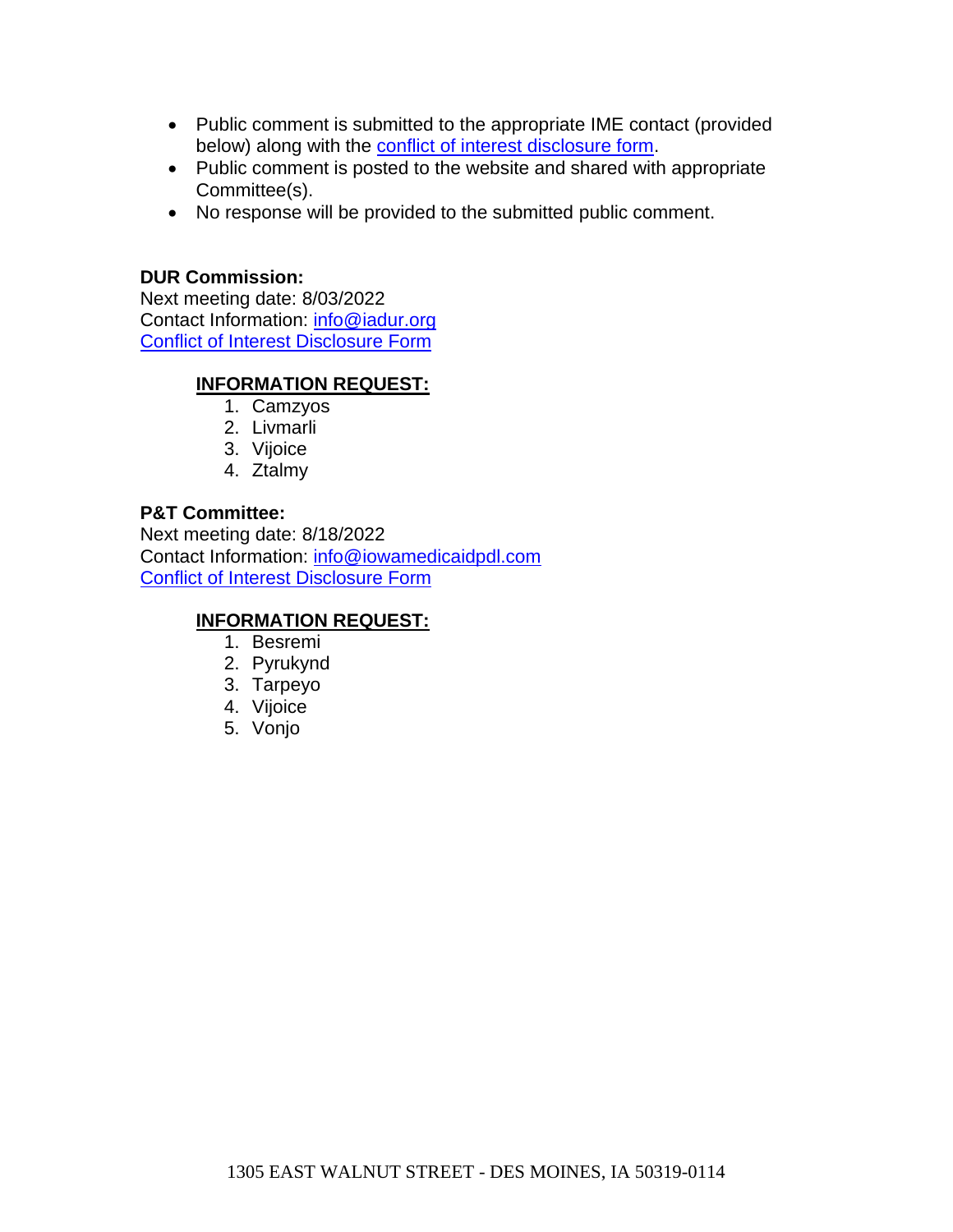- Public comment is submitted to the appropriate IME contact (provided below) along with the conflict of interest disclosure form.
- Public comment is posted to the website and shared with appropriate Committee(s).
- No response will be provided to the submitted public comment.

**DUR Commission:**
Next meeting date: 8/03/2022
Contact Information: info@iadur.org
Conflict of Interest Disclosure Form

**INFORMATION REQUEST:**

1. Camzyos
2. Livmarli
3. Vijoice
4. Ztalmy

**P&T Committee:**
Next meeting date: 8/18/2022
Contact Information: info@iowamedicaidpdl.com
Conflict of Interest Disclosure Form

**INFORMATION REQUEST:**

1. Besremi
2. Pyrukynd
3. Tarpeyo
4. Vijoice
5. Vonjo